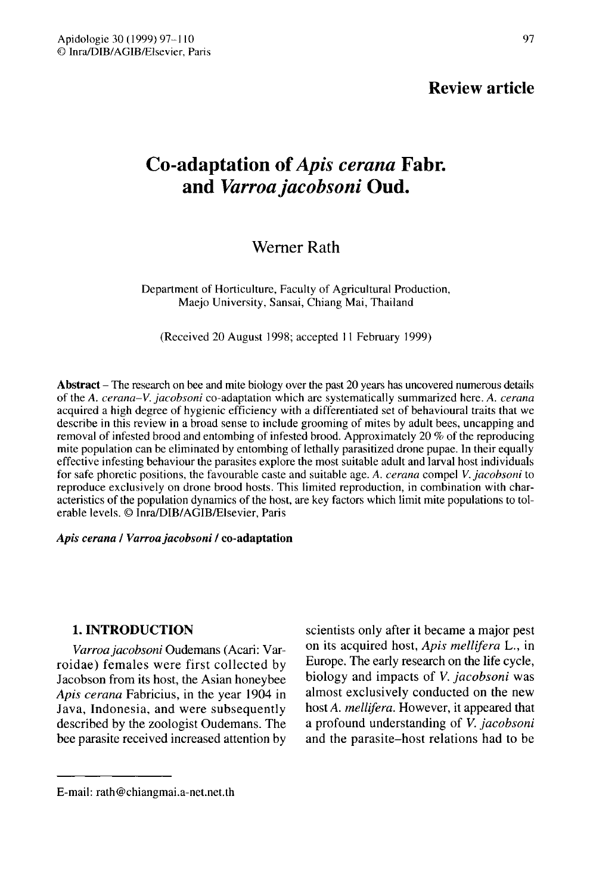**Review article**

# Co-adaptation of *Apis cerana* Fabr. and *Varroa jacobsoni* Oud.

Werner Rath

Department of Horticulture, Faculty of Agricultural Production, Maejo University, Sansai, Chiang Mai, Thailand

(Received 20 August 1998; accepted 11 February 1999)

**Abstract** – The research on bee and mite biology over the past 20 years has uncovered numerous details of the *A. cerana–V. jacobsoni* co-adaptation which are systematically summarized here. *A. cerana* acquired a high degree of hygienic efficiency with a differentiated set of behavioural traits that we describe in this review in a broad sense to include grooming of mites by adult bees, uncapping and removal of infested brood and entombing of infested brood. Approximately 20 % of the reproducing mite population can be eliminated by entombing of lethally parasitized drone pupae. In their equally effective infesting behaviour the parasites explore the most suitable adult and larval host individuals for safe phoretic positions, the favourable caste and suitable age. *A. cerana* compel *V. jacobsoni* to reproduce exclusively on drone brood hosts. This limited reproduction, in combination with characteristics of the population dynamics of the host, are key factors which limit mite populations to tolerable levels. © Inra/DIB/AGIB/Elsevier, Paris

***Apis cerana* / *Varroa jacobsoni* / co-adaptation**

## 1. INTRODUCTION

*Varroa jacobsoni* Oudemans (Acari: Varroidae) females were first collected by Jacobson from its host, the Asian honeybee *Apis cerana* Fabricius, in the year 1904 in Java, Indonesia, and were subsequently described by the zoologist Oudemans. The bee parasite received increased attention by scientists only after it became a major pest on its acquired host, *Apis mellifera* L., in Europe. The early research on the life cycle, biology and impacts of *V. jacobsoni* was almost exclusively conducted on the new host *A. mellifera*. However, it appeared that a profound understanding of *V. jacobsoni* and the parasite–host relations had to be

E-mail: rath@chiangmai.a-net.net.th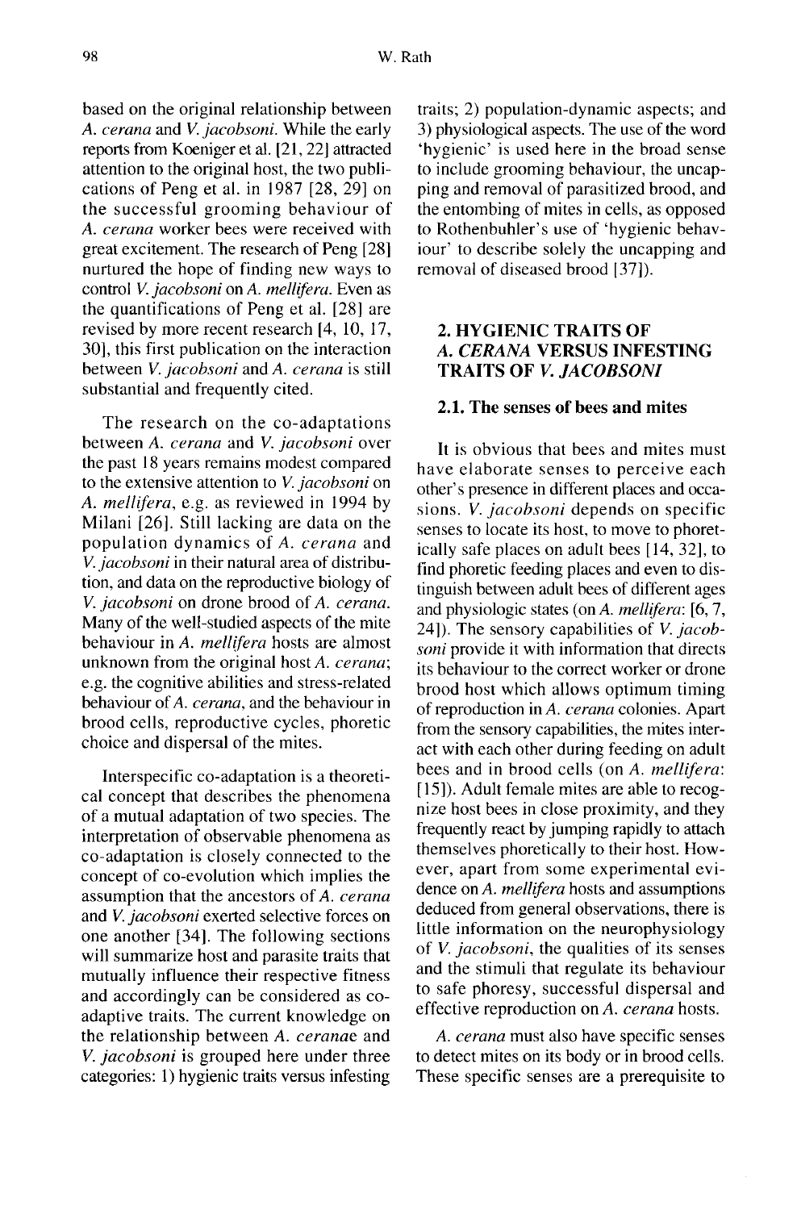based on the original relationship between *A. cerana* and *V. jacobsoni*. While the early reports from Koeniger et al. [21, 22] attracted attention to the original host, the two publications of Peng et al. in 1987 [28, 29] on the successful grooming behaviour of *A. cerana* worker bees were received with great excitement. The research of Peng [28] nurtured the hope of finding new ways to control *V. jacobsoni* on *A. mellifera*. Even as the quantifications of Peng et al. [28] are revised by more recent research [4, 10, 17, 30], this first publication on the interaction between *V. jacobsoni* and *A. cerana* is still substantial and frequently cited.

The research on the co-adaptations between *A. cerana* and *V. jacobsoni* over the past 18 years remains modest compared to the extensive attention to *V. jacobsoni* on *A. mellifera*, e.g. as reviewed in 1994 by Milani [26]. Still lacking are data on the population dynamics of *A. cerana* and *V. jacobsoni* in their natural area of distribution, and data on the reproductive biology of *V. jacobsoni* on drone brood of *A. cerana*. Many of the well-studied aspects of the mite behaviour in *A. mellifera* hosts are almost unknown from the original host *A. cerana*; e.g. the cognitive abilities and stress-related behaviour of *A. cerana*, and the behaviour in brood cells, reproductive cycles, phoretic choice and dispersal of the mites.

Interspecific co-adaptation is a theoretical concept that describes the phenomena of a mutual adaptation of two species. The interpretation of observable phenomena as co-adaptation is closely connected to the concept of co-evolution which implies the assumption that the ancestors of *A. cerana* and *V. jacobsoni* exerted selective forces on one another [34]. The following sections will summarize host and parasite traits that mutually influence their respective fitness and accordingly can be considered as co-adaptive traits. The current knowledge on the relationship between *A. ceranae* and *V. jacobsoni* is grouped here under three categories: 1) hygienic traits versus infesting traits; 2) population-dynamic aspects; and 3) physiological aspects. The use of the word 'hygienic' is used here in the broad sense to include grooming behaviour, the uncapping and removal of parasitized brood, and the entombing of mites in cells, as opposed to Rothenbuhler's use of 'hygienic behaviour' to describe solely the uncapping and removal of diseased brood [37]).

## 2. HYGIENIC TRAITS OF *A. CERANA* VERSUS INFESTING TRAITS OF *V. JACOBSONI*

### 2.1. The senses of bees and mites

It is obvious that bees and mites must have elaborate senses to perceive each other's presence in different places and occasions. *V. jacobsoni* depends on specific senses to locate its host, to move to phoretically safe places on adult bees [14, 32], to find phoretic feeding places and even to distinguish between adult bees of different ages and physiologic states (on *A. mellifera*: [6, 7, 24]). The sensory capabilities of *V. jacobsoni* provide it with information that directs its behaviour to the correct worker or drone brood host which allows optimum timing of reproduction in *A. cerana* colonies. Apart from the sensory capabilities, the mites interact with each other during feeding on adult bees and in brood cells (on *A. mellifera*: [15]). Adult female mites are able to recognize host bees in close proximity, and they frequently react by jumping rapidly to attach themselves phoretically to their host. However, apart from some experimental evidence on *A. mellifera* hosts and assumptions deduced from general observations, there is little information on the neurophysiology of *V. jacobsoni*, the qualities of its senses and the stimuli that regulate its behaviour to safe phoresy, successful dispersal and effective reproduction on *A. cerana* hosts.

*A. cerana* must also have specific senses to detect mites on its body or in brood cells. These specific senses are a prerequisite to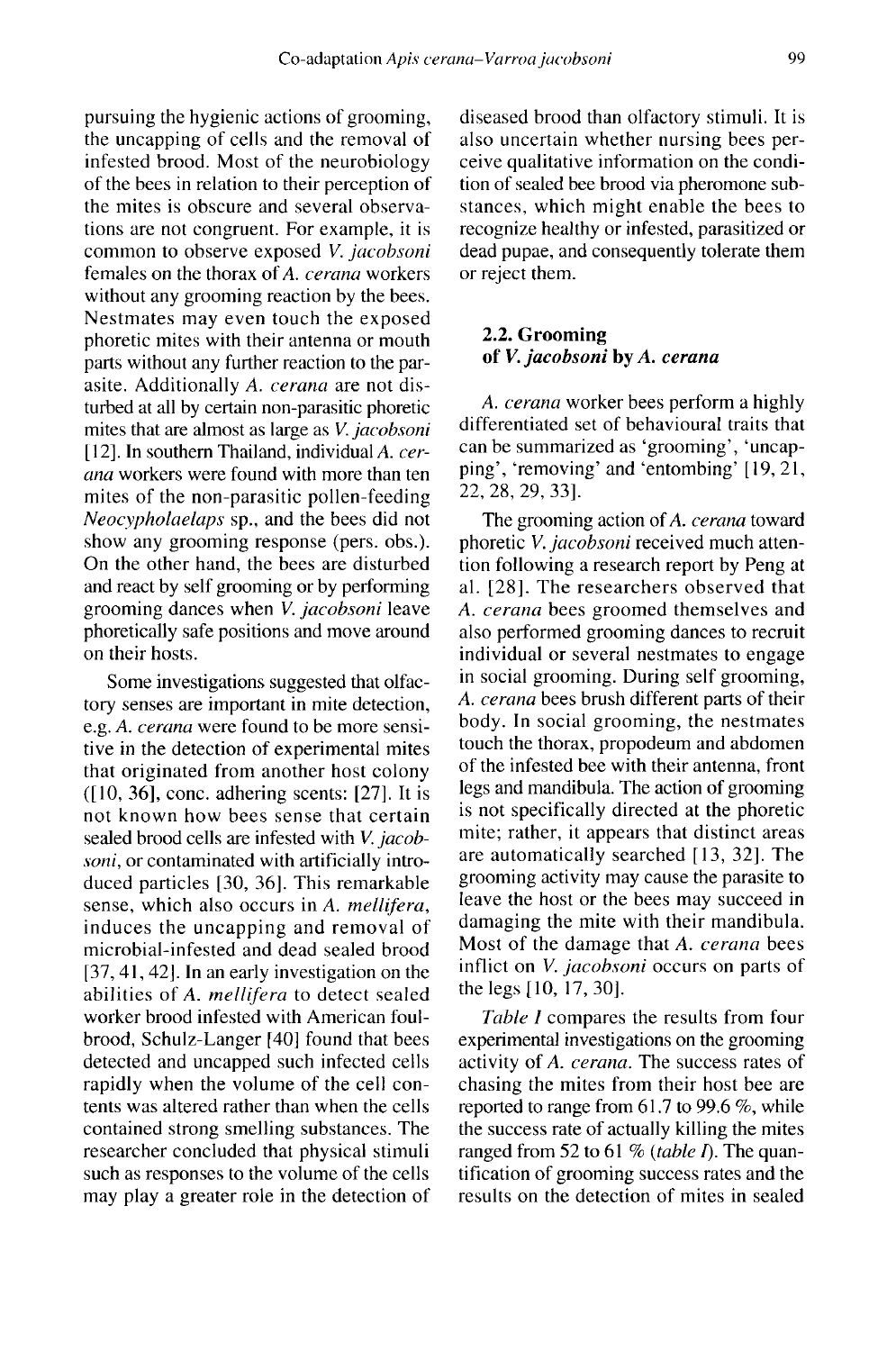pursuing the hygienic actions of grooming, the uncapping of cells and the removal of infested brood. Most of the neurobiology of the bees in relation to their perception of the mites is obscure and several observations are not congruent. For example, it is common to observe exposed *V. jacobsoni* females on the thorax of *A. cerana* workers without any grooming reaction by the bees. Nestmates may even touch the exposed phoretic mites with their antenna or mouth parts without any further reaction to the parasite. Additionally *A. cerana* are not disturbed at all by certain non-parasitic phoretic mites that are almost as large as *V. jacobsoni* [12]. In southern Thailand, individual *A. cerana* workers were found with more than ten mites of the non-parasitic pollen-feeding *Neocypholaelaps* sp., and the bees did not show any grooming response (pers. obs.). On the other hand, the bees are disturbed and react by self grooming or by performing grooming dances when *V. jacobsoni* leave phoretically safe positions and move around on their hosts.

Some investigations suggested that olfactory senses are important in mite detection, e.g. *A. cerana* were found to be more sensitive in the detection of experimental mites that originated from another host colony ([10, 36], conc. adhering scents: [27]. It is not known how bees sense that certain sealed brood cells are infested with *V. jacobsoni*, or contaminated with artificially introduced particles [30, 36]. This remarkable sense, which also occurs in *A. mellifera*, induces the uncapping and removal of microbial-infested and dead sealed brood [37, 41, 42]. In an early investigation on the abilities of *A. mellifera* to detect sealed worker brood infested with American foulbrood, Schulz-Langer [40] found that bees detected and uncapped such infected cells rapidly when the volume of the cell contents was altered rather than when the cells contained strong smelling substances. The researcher concluded that physical stimuli such as responses to the volume of the cells may play a greater role in the detection of diseased brood than olfactory stimuli. It is also uncertain whether nursing bees perceive qualitative information on the condition of sealed bee brood via pheromone substances, which might enable the bees to recognize healthy or infested, parasitized or dead pupae, and consequently tolerate them or reject them.

## 2.2. Grooming of *V. jacobsoni* by *A. cerana*

*A. cerana* worker bees perform a highly differentiated set of behavioural traits that can be summarized as 'grooming', 'uncapping', 'removing' and 'entombing' [19, 21, 22, 28, 29, 33].

The grooming action of *A. cerana* toward phoretic *V. jacobsoni* received much attention following a research report by Peng at al. [28]. The researchers observed that *A. cerana* bees groomed themselves and also performed grooming dances to recruit individual or several nestmates to engage in social grooming. During self grooming, *A. cerana* bees brush different parts of their body. In social grooming, the nestmates touch the thorax, propodeum and abdomen of the infested bee with their antenna, front legs and mandibula. The action of grooming is not specifically directed at the phoretic mite; rather, it appears that distinct areas are automatically searched [13, 32]. The grooming activity may cause the parasite to leave the host or the bees may succeed in damaging the mite with their mandibula. Most of the damage that *A. cerana* bees inflict on *V. jacobsoni* occurs on parts of the legs [10, 17, 30].

*Table I* compares the results from four experimental investigations on the grooming activity of *A. cerana*. The success rates of chasing the mites from their host bee are reported to range from 61.7 to 99.6 %, while the success rate of actually killing the mites ranged from 52 to 61 % (*table I*). The quantification of grooming success rates and the results on the detection of mites in sealed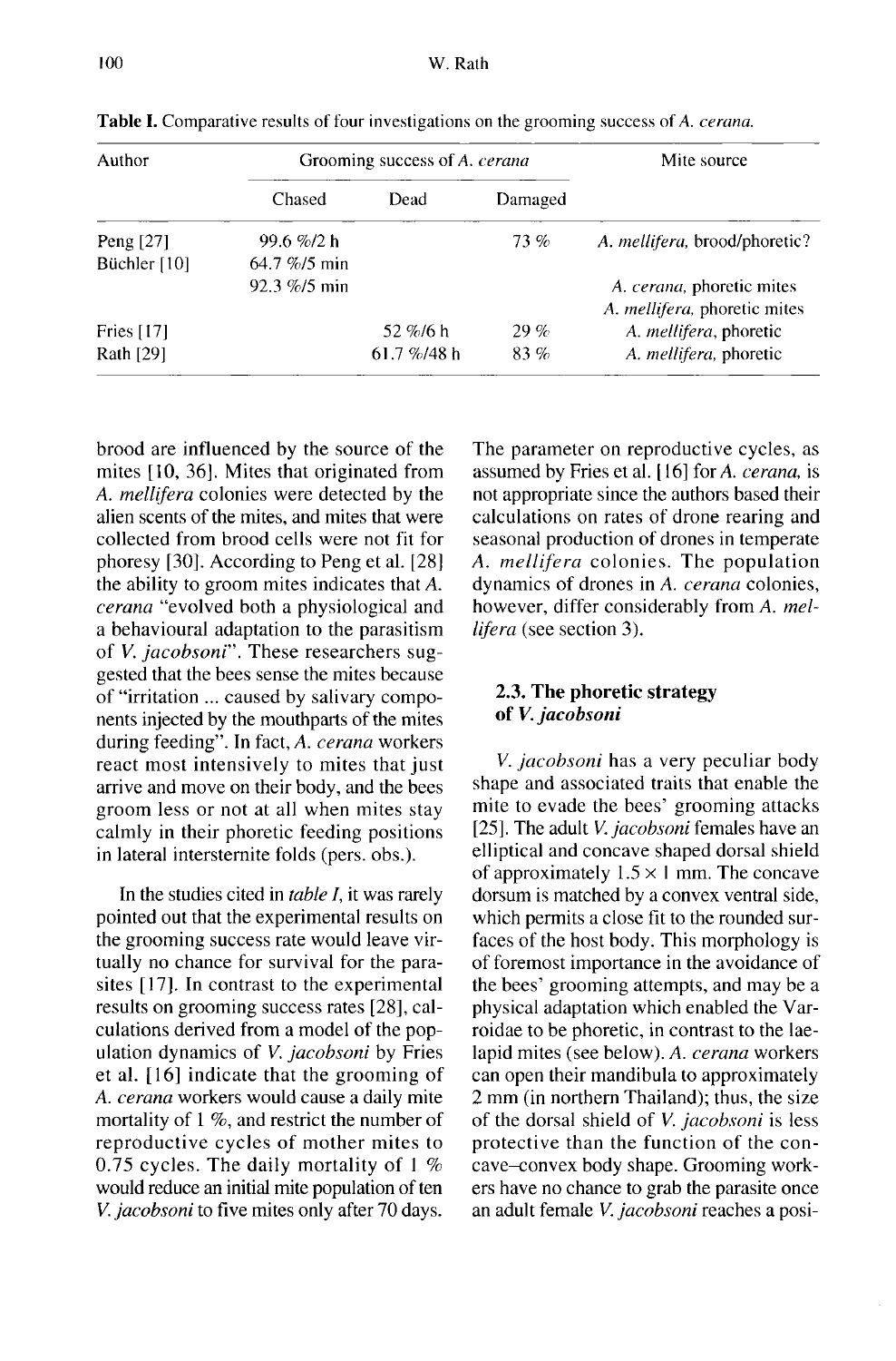**Table I.** Comparative results of four investigations on the grooming success of *A. cerana*.

| Author | Grooming success of *A. cerana* | | | Mite source |
|---|---|---|---|---|
| | Chased | Dead | Damaged | |
| Peng [27] | 99.6 %/2 h | | 73 % | *A. mellifera*, brood/phoretic? |
| Büchler [10] | 64.7 %/5 min | | | |
| | 92.3 %/5 min | | | *A. cerana*, phoretic mites |
| | | | | *A. mellifera*, phoretic mites |
| Fries [17] | | 52 %/6 h | 29 % | *A. mellifera*, phoretic |
| Rath [29] | | 61.7 %/48 h | 83 % | *A. mellifera*, phoretic |

brood are influenced by the source of the mites [10, 36]. Mites that originated from *A. mellifera* colonies were detected by the alien scents of the mites, and mites that were collected from brood cells were not fit for phoresy [30]. According to Peng et al. [28] the ability to groom mites indicates that *A. cerana* "evolved both a physiological and a behavioural adaptation to the parasitism of *V. jacobsoni*". These researchers suggested that the bees sense the mites because of "irritation ... caused by salivary components injected by the mouthparts of the mites during feeding". In fact, *A. cerana* workers react most intensively to mites that just arrive and move on their body, and the bees groom less or not at all when mites stay calmly in their phoretic feeding positions in lateral intersternite folds (pers. obs.).

In the studies cited in *table I*, it was rarely pointed out that the experimental results on the grooming success rate would leave virtually no chance for survival for the parasites [17]. In contrast to the experimental results on grooming success rates [28], calculations derived from a model of the population dynamics of *V. jacobsoni* by Fries et al. [16] indicate that the grooming of *A. cerana* workers would cause a daily mite mortality of 1 %, and restrict the number of reproductive cycles of mother mites to 0.75 cycles. The daily mortality of 1 % would reduce an initial mite population of ten *V. jacobsoni* to five mites only after 70 days. The parameter on reproductive cycles, as assumed by Fries et al. [16] for *A. cerana*, is not appropriate since the authors based their calculations on rates of drone rearing and seasonal production of drones in temperate *A. mellifera* colonies. The population dynamics of drones in *A. cerana* colonies, however, differ considerably from *A. mellifera* (see section 3).

### 2.3. The phoretic strategy of *V. jacobsoni*

*V. jacobsoni* has a very peculiar body shape and associated traits that enable the mite to evade the bees' grooming attacks [25]. The adult *V. jacobsoni* females have an elliptical and concave shaped dorsal shield of approximately $1.5 \times 1$ mm. The concave dorsum is matched by a convex ventral side, which permits a close fit to the rounded surfaces of the host body. This morphology is of foremost importance in the avoidance of the bees' grooming attempts, and may be a physical adaptation which enabled the Varroidae to be phoretic, in contrast to the laelapid mites (see below). *A. cerana* workers can open their mandibula to approximately 2 mm (in northern Thailand); thus, the size of the dorsal shield of *V. jacobsoni* is less protective than the function of the concave–convex body shape. Grooming workers have no chance to grab the parasite once an adult female *V. jacobsoni* reaches a posi-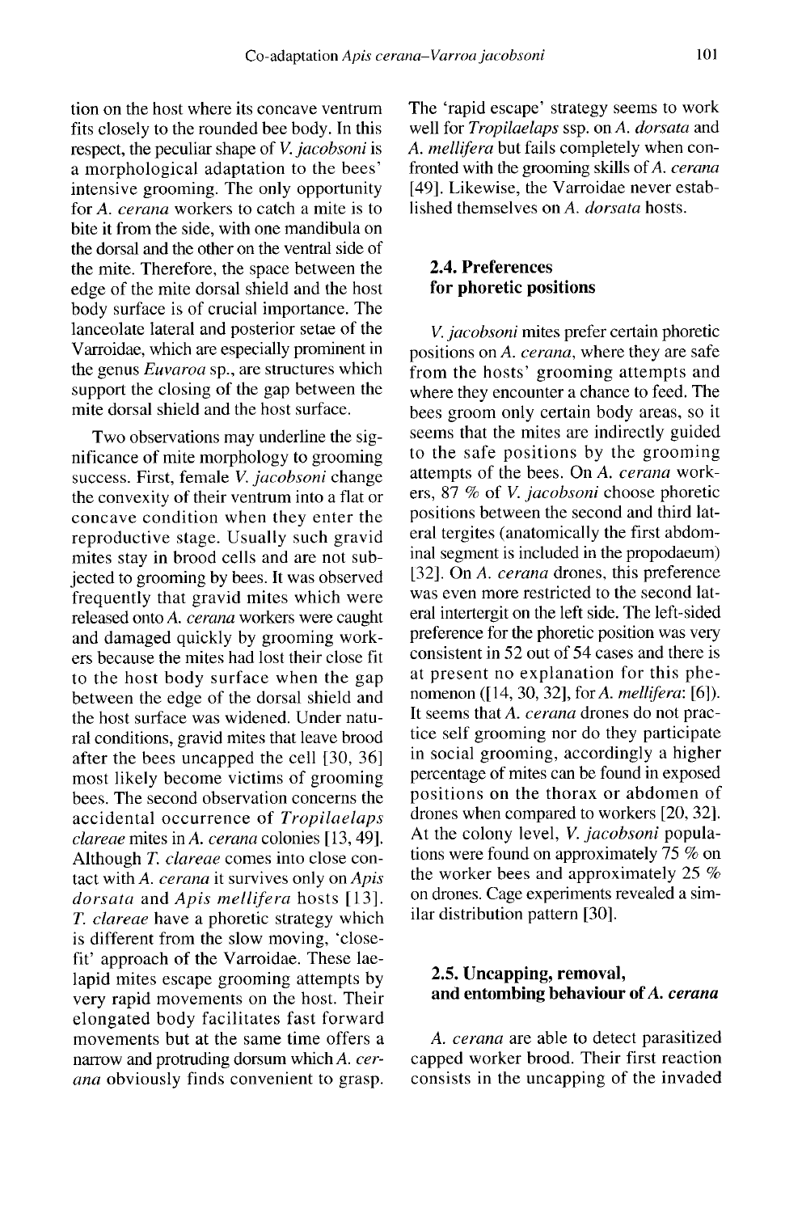tion on the host where its concave ventrum fits closely to the rounded bee body. In this respect, the peculiar shape of *V. jacobsoni* is a morphological adaptation to the bees' intensive grooming. The only opportunity for *A. cerana* workers to catch a mite is to bite it from the side, with one mandibula on the dorsal and the other on the ventral side of the mite. Therefore, the space between the edge of the mite dorsal shield and the host body surface is of crucial importance. The lanceolate lateral and posterior setae of the Varroidae, which are especially prominent in the genus *Euvaroa* sp., are structures which support the closing of the gap between the mite dorsal shield and the host surface.

Two observations may underline the significance of mite morphology to grooming success. First, female *V. jacobsoni* change the convexity of their ventrum into a flat or concave condition when they enter the reproductive stage. Usually such gravid mites stay in brood cells and are not subjected to grooming by bees. It was observed frequently that gravid mites which were released onto *A. cerana* workers were caught and damaged quickly by grooming workers because the mites had lost their close fit to the host body surface when the gap between the edge of the dorsal shield and the host surface was widened. Under natural conditions, gravid mites that leave brood after the bees uncapped the cell [30, 36] most likely become victims of grooming bees. The second observation concerns the accidental occurrence of *Tropilaelaps clareae* mites in *A. cerana* colonies [13, 49]. Although *T. clareae* comes into close contact with *A. cerana* it survives only on *Apis dorsata* and *Apis mellifera* hosts [13]. *T. clareae* have a phoretic strategy which is different from the slow moving, 'close-fit' approach of the Varroidae. These laelapid mites escape grooming attempts by very rapid movements on the host. Their elongated body facilitates fast forward movements but at the same time offers a narrow and protruding dorsum which *A. cerana* obviously finds convenient to grasp. The 'rapid escape' strategy seems to work well for *Tropilaelaps* ssp. on *A. dorsata* and *A. mellifera* but fails completely when confronted with the grooming skills of *A. cerana* [49]. Likewise, the Varroidae never established themselves on *A. dorsata* hosts.

### 2.4. Preferences for phoretic positions

*V. jacobsoni* mites prefer certain phoretic positions on *A. cerana*, where they are safe from the hosts' grooming attempts and where they encounter a chance to feed. The bees groom only certain body areas, so it seems that the mites are indirectly guided to the safe positions by the grooming attempts of the bees. On *A. cerana* workers, 87 % of *V. jacobsoni* choose phoretic positions between the second and third lateral tergites (anatomically the first abdominal segment is included in the propodaeum) [32]. On *A. cerana* drones, this preference was even more restricted to the second lateral intertergit on the left side. The left-sided preference for the phoretic position was very consistent in 52 out of 54 cases and there is at present no explanation for this phenomenon ([14, 30, 32], for *A. mellifera*: [6]). It seems that *A. cerana* drones do not practice self grooming nor do they participate in social grooming, accordingly a higher percentage of mites can be found in exposed positions on the thorax or abdomen of drones when compared to workers [20, 32]. At the colony level, *V. jacobsoni* populations were found on approximately 75 % on the worker bees and approximately 25 % on drones. Cage experiments revealed a similar distribution pattern [30].

### 2.5. Uncapping, removal, and entombing behaviour of *A. cerana*

*A. cerana* are able to detect parasitized capped worker brood. Their first reaction consists in the uncapping of the invaded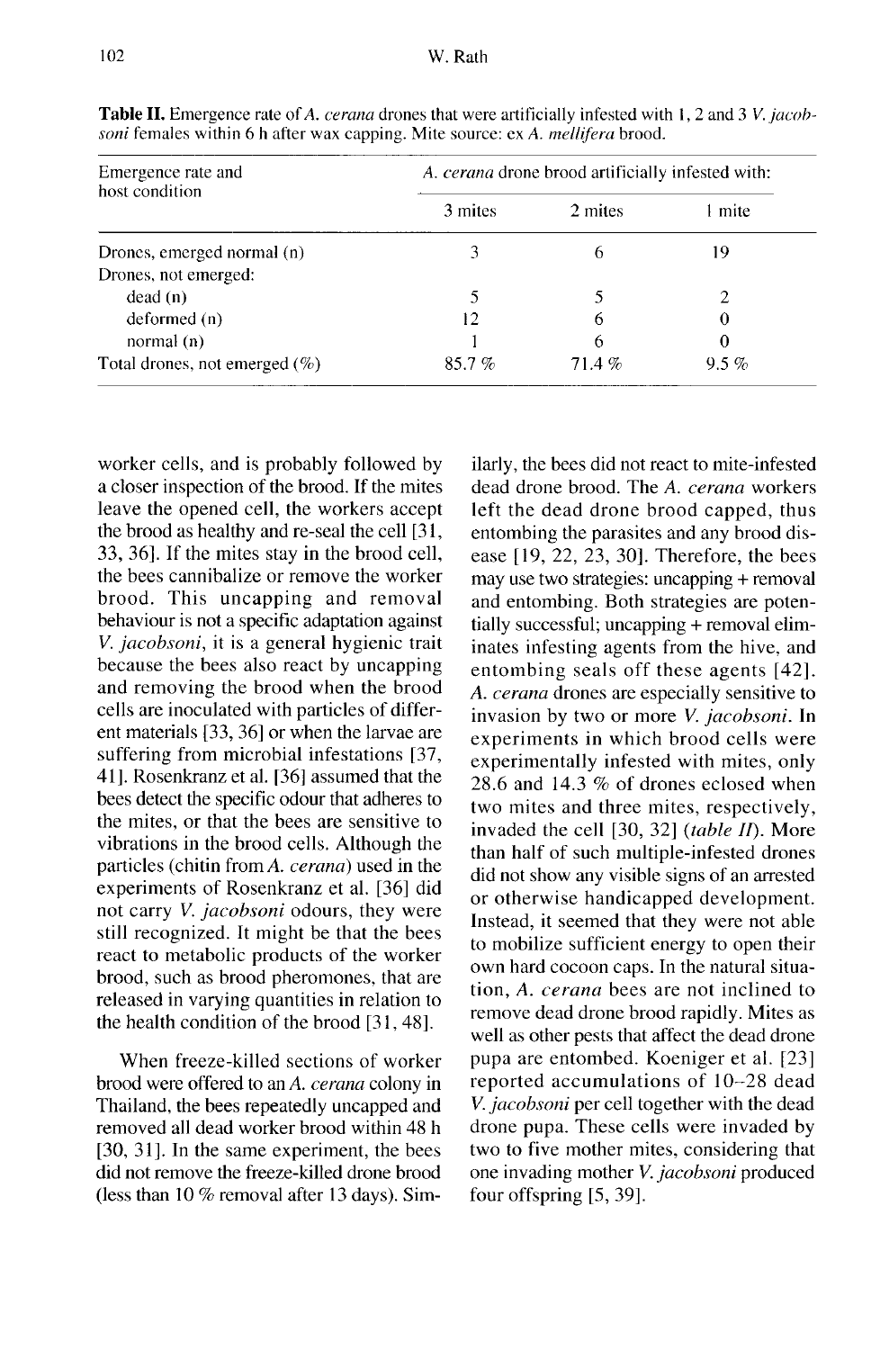**Table II.** Emergence rate of *A. cerana* drones that were artificially infested with 1, 2 and 3 *V. jacobsoni* females within 6 h after wax capping. Mite source: ex *A. mellifera* brood.

| Emergence rate and host condition | *A. cerana* drone brood artificially infested with: | | |
|---|---|---|---|
| | 3 mites | 2 mites | 1 mite |
| Drones, emerged normal (n) | 3 | 6 | 19 |
| Drones, not emerged: | | | |
| dead (n) | 5 | 5 | 2 |
| deformed (n) | 12 | 6 | 0 |
| normal (n) | 1 | 6 | 0 |
| Total drones, not emerged (%) | 85.7 % | 71.4 % | 9.5 % |

worker cells, and is probably followed by a closer inspection of the brood. If the mites leave the opened cell, the workers accept the brood as healthy and re-seal the cell [31, 33, 36]. If the mites stay in the brood cell, the bees cannibalize or remove the worker brood. This uncapping and removal behaviour is not a specific adaptation against *V. jacobsoni*, it is a general hygienic trait because the bees also react by uncapping and removing the brood when the brood cells are inoculated with particles of different materials [33, 36] or when the larvae are suffering from microbial infestations [37, 41]. Rosenkranz et al. [36] assumed that the bees detect the specific odour that adheres to the mites, or that the bees are sensitive to vibrations in the brood cells. Although the particles (chitin from *A. cerana*) used in the experiments of Rosenkranz et al. [36] did not carry *V. jacobsoni* odours, they were still recognized. It might be that the bees react to metabolic products of the worker brood, such as brood pheromones, that are released in varying quantities in relation to the health condition of the brood [31, 48].

When freeze-killed sections of worker brood were offered to an *A. cerana* colony in Thailand, the bees repeatedly uncapped and removed all dead worker brood within 48 h [30, 31]. In the same experiment, the bees did not remove the freeze-killed drone brood (less than 10 % removal after 13 days). Similarly, the bees did not react to mite-infested dead drone brood. The *A. cerana* workers left the dead drone brood capped, thus entombing the parasites and any brood disease [19, 22, 23, 30]. Therefore, the bees may use two strategies: uncapping + removal and entombing. Both strategies are potentially successful; uncapping + removal eliminates infesting agents from the hive, and entombing seals off these agents [42]. *A. cerana* drones are especially sensitive to invasion by two or more *V. jacobsoni*. In experiments in which brood cells were experimentally infested with mites, only 28.6 and 14.3 % of drones eclosed when two mites and three mites, respectively, invaded the cell [30, 32] (*table II*). More than half of such multiple-infested drones did not show any visible signs of an arrested or otherwise handicapped development. Instead, it seemed that they were not able to mobilize sufficient energy to open their own hard cocoon caps. In the natural situation, *A. cerana* bees are not inclined to remove dead drone brood rapidly. Mites as well as other pests that affect the dead drone pupa are entombed. Koeniger et al. [23] reported accumulations of 10–28 dead *V. jacobsoni* per cell together with the dead drone pupa. These cells were invaded by two to five mother mites, considering that one invading mother *V. jacobsoni* produced four offspring [5, 39].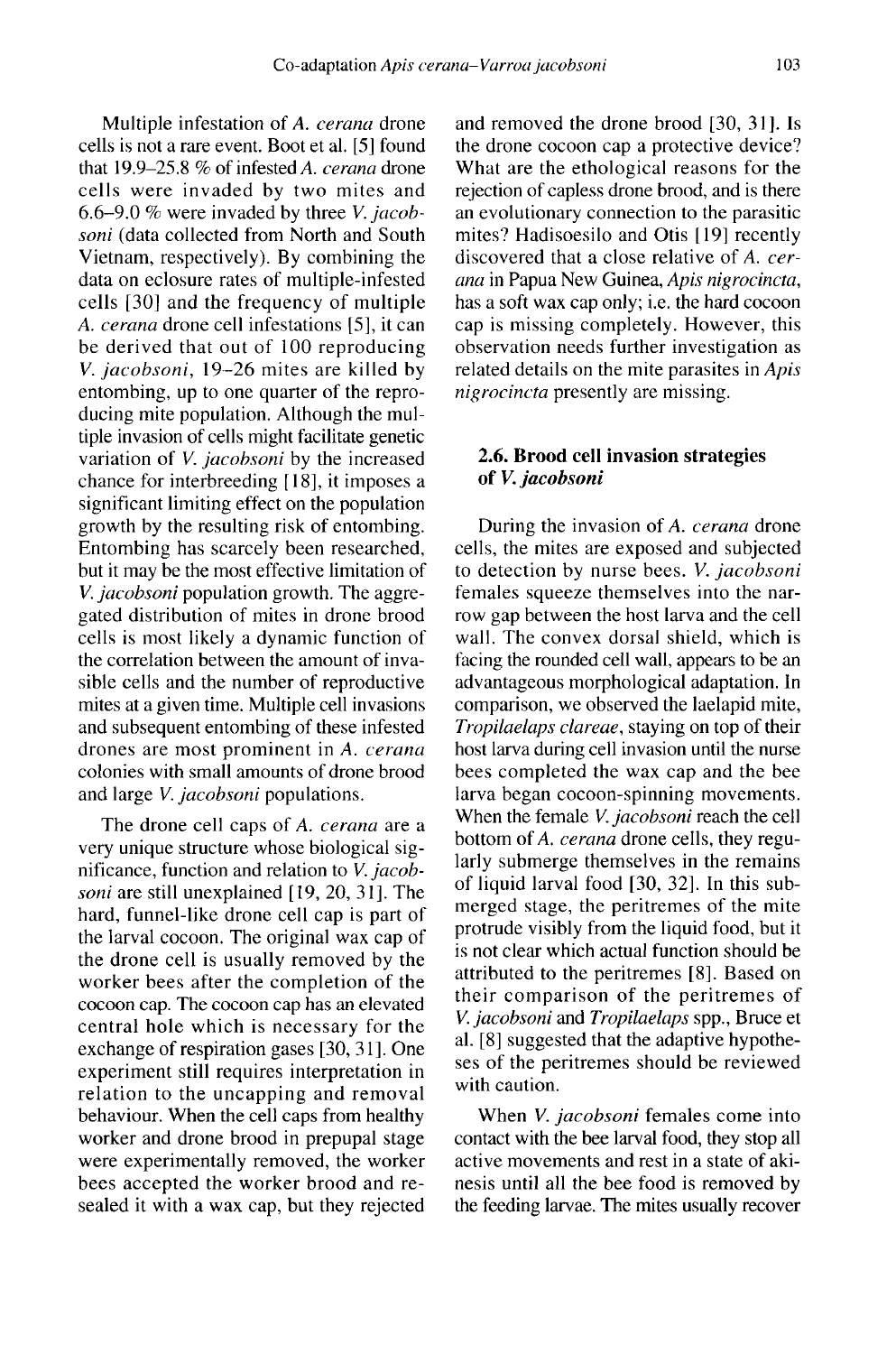Multiple infestation of *A. cerana* drone cells is not a rare event. Boot et al. [5] found that 19.9–25.8 % of infested *A. cerana* drone cells were invaded by two mites and 6.6–9.0 % were invaded by three *V. jacobsoni* (data collected from North and South Vietnam, respectively). By combining the data on eclosure rates of multiple-infested cells [30] and the frequency of multiple *A. cerana* drone cell infestations [5], it can be derived that out of 100 reproducing *V. jacobsoni*, 19–26 mites are killed by entombing, up to one quarter of the reproducing mite population. Although the multiple invasion of cells might facilitate genetic variation of *V. jacobsoni* by the increased chance for interbreeding [18], it imposes a significant limiting effect on the population growth by the resulting risk of entombing. Entombing has scarcely been researched, but it may be the most effective limitation of *V. jacobsoni* population growth. The aggregated distribution of mites in drone brood cells is most likely a dynamic function of the correlation between the amount of invasible cells and the number of reproductive mites at a given time. Multiple cell invasions and subsequent entombing of these infested drones are most prominent in *A. cerana* colonies with small amounts of drone brood and large *V. jacobsoni* populations.

The drone cell caps of *A. cerana* are a very unique structure whose biological significance, function and relation to *V. jacobsoni* are still unexplained [19, 20, 31]. The hard, funnel-like drone cell cap is part of the larval cocoon. The original wax cap of the drone cell is usually removed by the worker bees after the completion of the cocoon cap. The cocoon cap has an elevated central hole which is necessary for the exchange of respiration gases [30, 31]. One experiment still requires interpretation in relation to the uncapping and removal behaviour. When the cell caps from healthy worker and drone brood in prepupal stage were experimentally removed, the worker bees accepted the worker brood and resealed it with a wax cap, but they rejected and removed the drone brood [30, 31]. Is the drone cocoon cap a protective device? What are the ethological reasons for the rejection of capless drone brood, and is there an evolutionary connection to the parasitic mites? Hadisoesilo and Otis [19] recently discovered that a close relative of *A. cerana* in Papua New Guinea, *Apis nigrocincta*, has a soft wax cap only; i.e. the hard cocoon cap is missing completely. However, this observation needs further investigation as related details on the mite parasites in *Apis nigrocincta* presently are missing.

### 2.6. Brood cell invasion strategies of *V. jacobsoni*

During the invasion of *A. cerana* drone cells, the mites are exposed and subjected to detection by nurse bees. *V. jacobsoni* females squeeze themselves into the narrow gap between the host larva and the cell wall. The convex dorsal shield, which is facing the rounded cell wall, appears to be an advantageous morphological adaptation. In comparison, we observed the laelapid mite, *Tropilaelaps clareae*, staying on top of their host larva during cell invasion until the nurse bees completed the wax cap and the bee larva began cocoon-spinning movements. When the female *V. jacobsoni* reach the cell bottom of *A. cerana* drone cells, they regularly submerge themselves in the remains of liquid larval food [30, 32]. In this submerged stage, the peritremes of the mite protrude visibly from the liquid food, but it is not clear which actual function should be attributed to the peritremes [8]. Based on their comparison of the peritremes of *V. jacobsoni* and *Tropilaelaps* spp., Bruce et al. [8] suggested that the adaptive hypotheses of the peritremes should be reviewed with caution.

When *V. jacobsoni* females come into contact with the bee larval food, they stop all active movements and rest in a state of akinesis until all the bee food is removed by the feeding larvae. The mites usually recover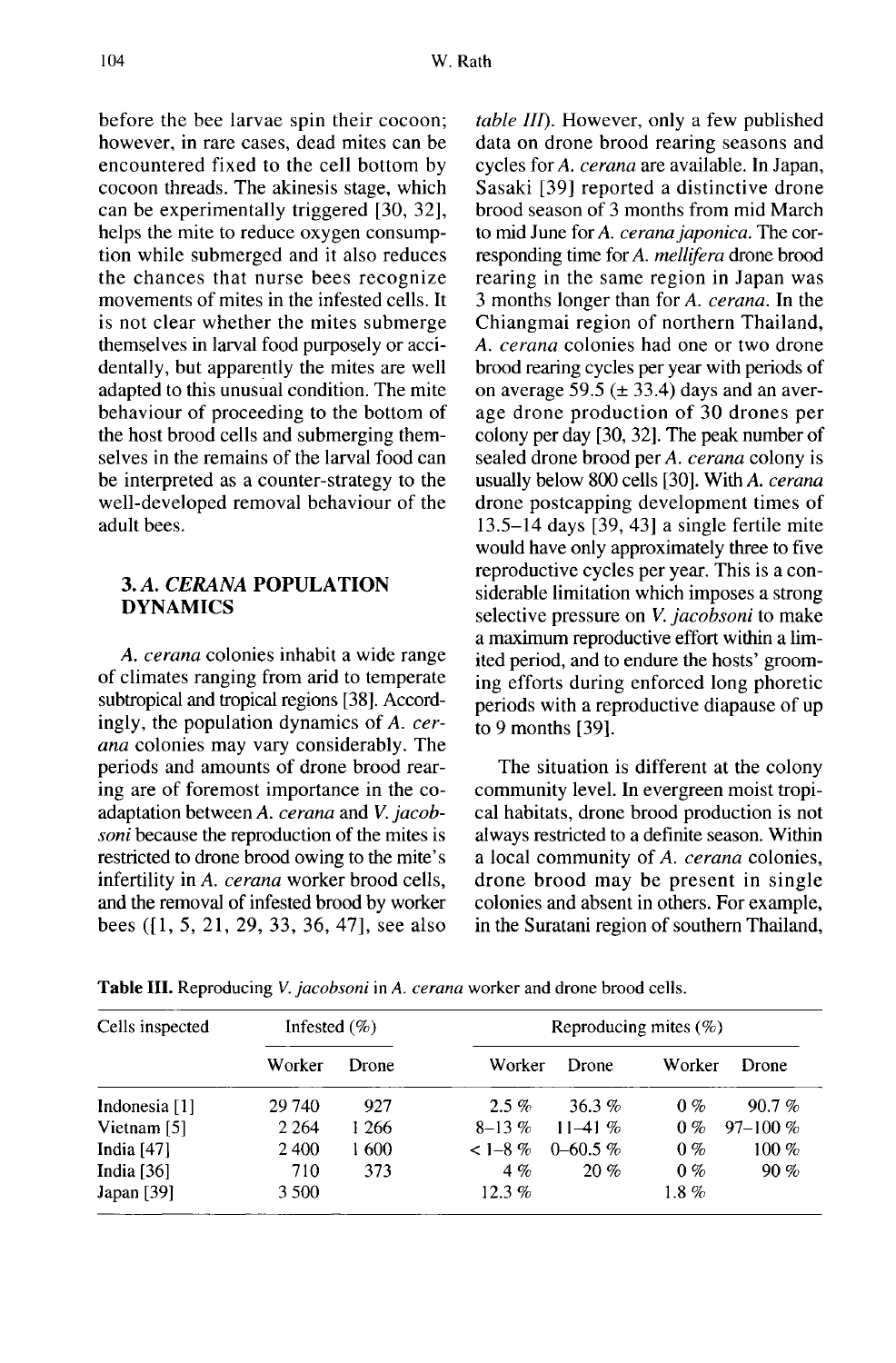before the bee larvae spin their cocoon; however, in rare cases, dead mites can be encountered fixed to the cell bottom by cocoon threads. The akinesis stage, which can be experimentally triggered [30, 32], helps the mite to reduce oxygen consumption while submerged and it also reduces the chances that nurse bees recognize movements of mites in the infested cells. It is not clear whether the mites submerge themselves in larval food purposely or accidentally, but apparently the mites are well adapted to this unusual condition. The mite behaviour of proceeding to the bottom of the host brood cells and submerging themselves in the remains of the larval food can be interpreted as a counter-strategy to the well-developed removal behaviour of the adult bees.

## 3. *A. CERANA* POPULATION DYNAMICS

*A. cerana* colonies inhabit a wide range of climates ranging from arid to temperate subtropical and tropical regions [38]. Accordingly, the population dynamics of *A. cerana* colonies may vary considerably. The periods and amounts of drone brood rearing are of foremost importance in the co-adaptation between *A. cerana* and *V. jacobsoni* because the reproduction of the mites is restricted to drone brood owing to the mite's infertility in *A. cerana* worker brood cells, and the removal of infested brood by worker bees ([1, 5, 21, 29, 33, 36, 47], see also *table III*). However, only a few published data on drone brood rearing seasons and cycles for *A. cerana* are available. In Japan, Sasaki [39] reported a distinctive drone brood season of 3 months from mid March to mid June for *A. cerana japonica*. The corresponding time for *A. mellifera* drone brood rearing in the same region in Japan was 3 months longer than for *A. cerana*. In the Chiangmai region of northern Thailand, *A. cerana* colonies had one or two drone brood rearing cycles per year with periods of on average 59.5 (± 33.4) days and an average drone production of 30 drones per colony per day [30, 32]. The peak number of sealed drone brood per *A. cerana* colony is usually below 800 cells [30]. With *A. cerana* drone postcapping development times of 13.5–14 days [39, 43] a single fertile mite would have only approximately three to five reproductive cycles per year. This is a considerable limitation which imposes a strong selective pressure on *V. jacobsoni* to make a maximum reproductive effort within a limited period, and to endure the hosts' grooming efforts during enforced long phoretic periods with a reproductive diapause of up to 9 months [39].

The situation is different at the colony community level. In evergreen moist tropical habitats, drone brood production is not always restricted to a definite season. Within a local community of *A. cerana* colonies, drone brood may be present in single colonies and absent in others. For example, in the Suratani region of southern Thailand,

**Table III.** Reproducing *V. jacobsoni* in *A. cerana* worker and drone brood cells.

| Cells inspected | Infested (%) | | Reproducing mites (%) | | | |
|---|---|---|---|---|---|---|
| | Worker | Drone | Worker | Drone | Worker | Drone |
| Indonesia [1] | 29 740 | 927 | 2.5 % | 36.3 % | 0 % | 90.7 % |
| Vietnam [5] | 2 264 | 1 266 | 8–13 % | 11–41 % | 0 % | 97–100 % |
| India [47] | 2 400 | 1 600 | < 1–8 % | 0–60.5 % | 0 % | 100 % |
| India [36] | 710 | 373 | 4 % | 20 % | 0 % | 90 % |
| Japan [39] | 3 500 | | 12.3 % | | 1.8 % | |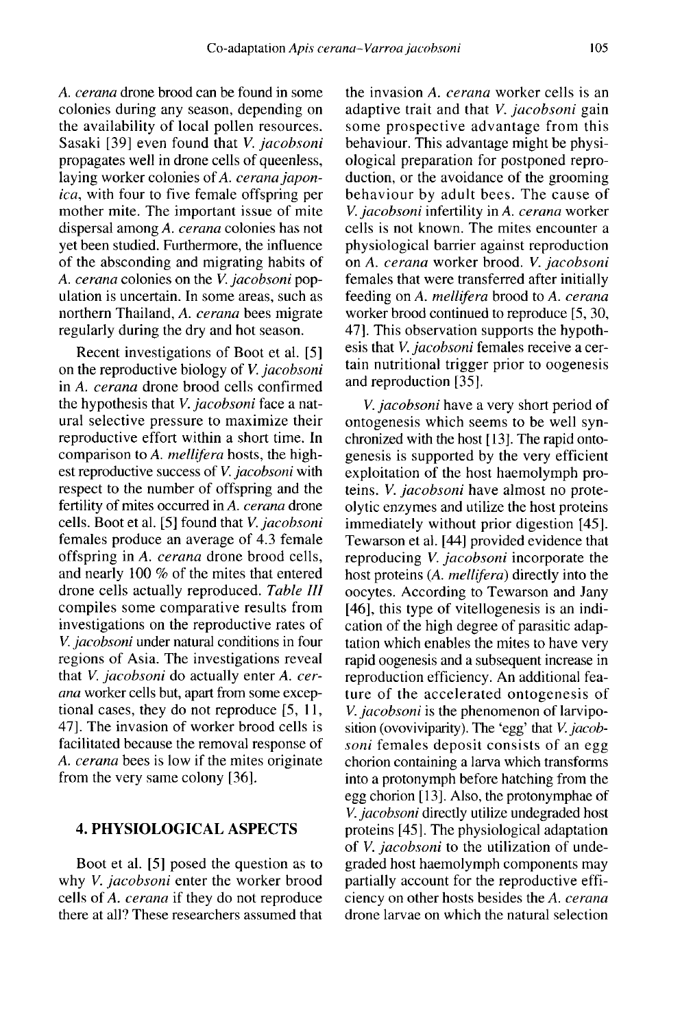*A. cerana* drone brood can be found in some colonies during any season, depending on the availability of local pollen resources. Sasaki [39] even found that *V. jacobsoni* propagates well in drone cells of queenless, laying worker colonies of *A. cerana japonica*, with four to five female offspring per mother mite. The important issue of mite dispersal among *A. cerana* colonies has not yet been studied. Furthermore, the influence of the absconding and migrating habits of *A. cerana* colonies on the *V. jacobsoni* population is uncertain. In some areas, such as northern Thailand, *A. cerana* bees migrate regularly during the dry and hot season.

Recent investigations of Boot et al. [5] on the reproductive biology of *V. jacobsoni* in *A. cerana* drone brood cells confirmed the hypothesis that *V. jacobsoni* face a natural selective pressure to maximize their reproductive effort within a short time. In comparison to *A. mellifera* hosts, the highest reproductive success of *V. jacobsoni* with respect to the number of offspring and the fertility of mites occurred in *A. cerana* drone cells. Boot et al. [5] found that *V. jacobsoni* females produce an average of 4.3 female offspring in *A. cerana* drone brood cells, and nearly 100 % of the mites that entered drone cells actually reproduced. *Table III* compiles some comparative results from investigations on the reproductive rates of *V. jacobsoni* under natural conditions in four regions of Asia. The investigations reveal that *V. jacobsoni* do actually enter *A. cerana* worker cells but, apart from some exceptional cases, they do not reproduce [5, 11, 47]. The invasion of worker brood cells is facilitated because the removal response of *A. cerana* bees is low if the mites originate from the very same colony [36].

## 4. PHYSIOLOGICAL ASPECTS

Boot et al. [5] posed the question as to why *V. jacobsoni* enter the worker brood cells of *A. cerana* if they do not reproduce there at all? These researchers assumed that the invasion *A. cerana* worker cells is an adaptive trait and that *V. jacobsoni* gain some prospective advantage from this behaviour. This advantage might be physiological preparation for postponed reproduction, or the avoidance of the grooming behaviour by adult bees. The cause of *V. jacobsoni* infertility in *A. cerana* worker cells is not known. The mites encounter a physiological barrier against reproduction on *A. cerana* worker brood. *V. jacobsoni* females that were transferred after initially feeding on *A. mellifera* brood to *A. cerana* worker brood continued to reproduce [5, 30, 47]. This observation supports the hypothesis that *V. jacobsoni* females receive a certain nutritional trigger prior to oogenesis and reproduction [35].

*V. jacobsoni* have a very short period of ontogenesis which seems to be well synchronized with the host [13]. The rapid ontogenesis is supported by the very efficient exploitation of the host haemolymph proteins. *V. jacobsoni* have almost no proteolytic enzymes and utilize the host proteins immediately without prior digestion [45]. Tewarson et al. [44] provided evidence that reproducing *V. jacobsoni* incorporate the host proteins (*A. mellifera*) directly into the oocytes. According to Tewarson and Jany [46], this type of vitellogenesis is an indication of the high degree of parasitic adaptation which enables the mites to have very rapid oogenesis and a subsequent increase in reproduction efficiency. An additional feature of the accelerated ontogenesis of *V. jacobsoni* is the phenomenon of larviposition (ovoviviparity). The 'egg' that *V. jacobsoni* females deposit consists of an egg chorion containing a larva which transforms into a protonymph before hatching from the egg chorion [13]. Also, the protonymphae of *V. jacobsoni* directly utilize undegraded host proteins [45]. The physiological adaptation of *V. jacobsoni* to the utilization of undegraded host haemolymph components may partially account for the reproductive efficiency on other hosts besides the *A. cerana* drone larvae on which the natural selection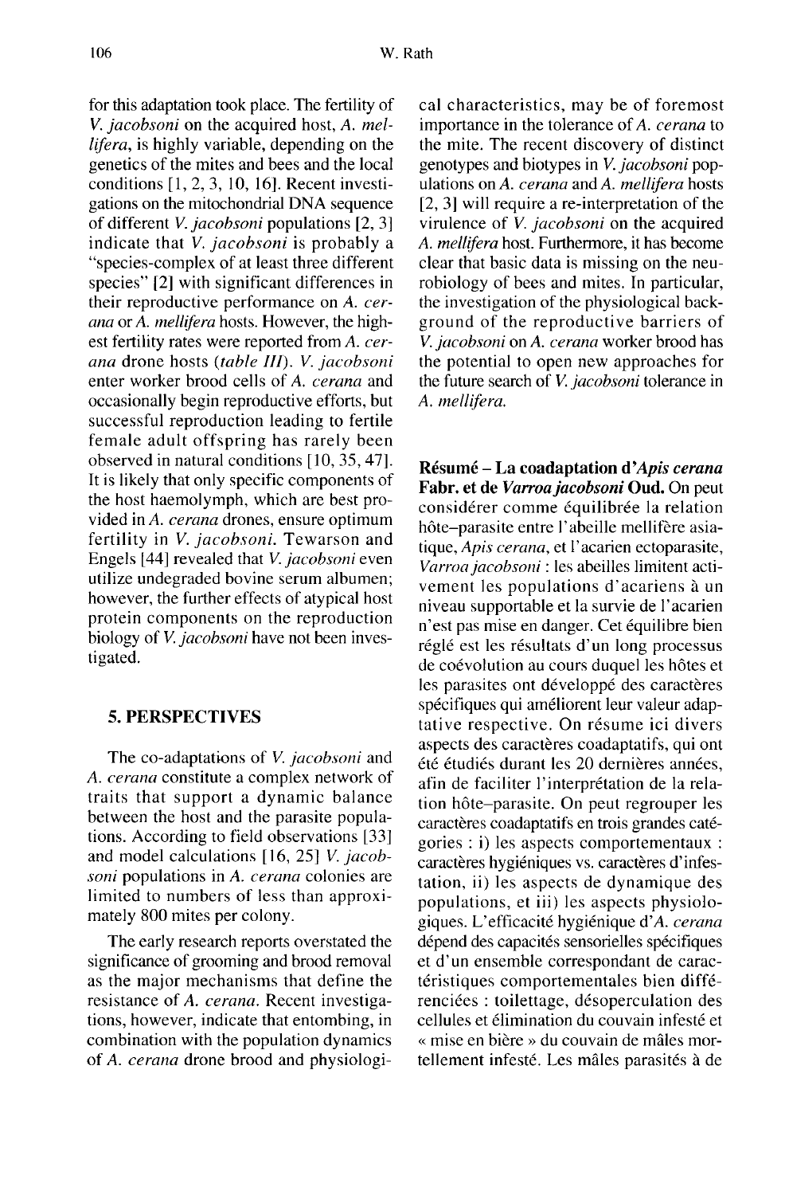for this adaptation took place. The fertility of *V. jacobsoni* on the acquired host, *A. mellifera*, is highly variable, depending on the genetics of the mites and bees and the local conditions [1, 2, 3, 10, 16]. Recent investigations on the mitochondrial DNA sequence of different *V. jacobsoni* populations [2, 3] indicate that *V. jacobsoni* is probably a "species-complex of at least three different species" [2] with significant differences in their reproductive performance on *A. cerana* or *A. mellifera* hosts. However, the highest fertility rates were reported from *A. cerana* drone hosts (*table III*). *V. jacobsoni* enter worker brood cells of *A. cerana* and occasionally begin reproductive efforts, but successful reproduction leading to fertile female adult offspring has rarely been observed in natural conditions [10, 35, 47]. It is likely that only specific components of the host haemolymph, which are best provided in *A. cerana* drones, ensure optimum fertility in *V. jacobsoni*. Tewarson and Engels [44] revealed that *V. jacobsoni* even utilize undegraded bovine serum albumen; however, the further effects of atypical host protein components on the reproduction biology of *V. jacobsoni* have not been investigated.

## 5. PERSPECTIVES

The co-adaptations of *V. jacobsoni* and *A. cerana* constitute a complex network of traits that support a dynamic balance between the host and the parasite populations. According to field observations [33] and model calculations [16, 25] *V. jacobsoni* populations in *A. cerana* colonies are limited to numbers of less than approximately 800 mites per colony.

The early research reports overstated the significance of grooming and brood removal as the major mechanisms that define the resistance of *A. cerana*. Recent investigations, however, indicate that entombing, in combination with the population dynamics of *A. cerana* drone brood and physiological characteristics, may be of foremost importance in the tolerance of *A. cerana* to the mite. The recent discovery of distinct genotypes and biotypes in *V. jacobsoni* populations on *A. cerana* and *A. mellifera* hosts [2, 3] will require a re-interpretation of the virulence of *V. jacobsoni* on the acquired *A. mellifera* host. Furthermore, it has become clear that basic data is missing on the neurobiology of bees and mites. In particular, the investigation of the physiological background of the reproductive barriers of *V. jacobsoni* on *A. cerana* worker brood has the potential to open new approaches for the future search of *V. jacobsoni* tolerance in *A. mellifera*.

**Résumé – La coadaptation d'*Apis cerana* Fabr. et de *Varroa jacobsoni* Oud.** On peut considérer comme équilibrée la relation hôte–parasite entre l'abeille mellifère asiatique, *Apis cerana*, et l'acarien ectoparasite, *Varroa jacobsoni* : les abeilles limitent activement les populations d'acariens à un niveau supportable et la survie de l'acarien n'est pas mise en danger. Cet équilibre bien réglé est les résultats d'un long processus de coévolution au cours duquel les hôtes et les parasites ont développé des caractères spécifiques qui améliorent leur valeur adaptative respective. On résume ici divers aspects des caractères coadaptatifs, qui ont été étudiés durant les 20 dernières années, afin de faciliter l'interprétation de la relation hôte–parasite. On peut regrouper les caractères coadaptatifs en trois grandes catégories : i) les aspects comportementaux : caractères hygiéniques vs. caractères d'infestation, ii) les aspects de dynamique des populations, et iii) les aspects physiologiques. L'efficacité hygiénique d'*A. cerana* dépend des capacités sensorielles spécifiques et d'un ensemble correspondant de caractéristiques comportementales bien différenciées : toilettage, désoperculation des cellules et élimination du couvain infesté et « mise en bière » du couvain de mâles mortellement infesté. Les mâles parasités à de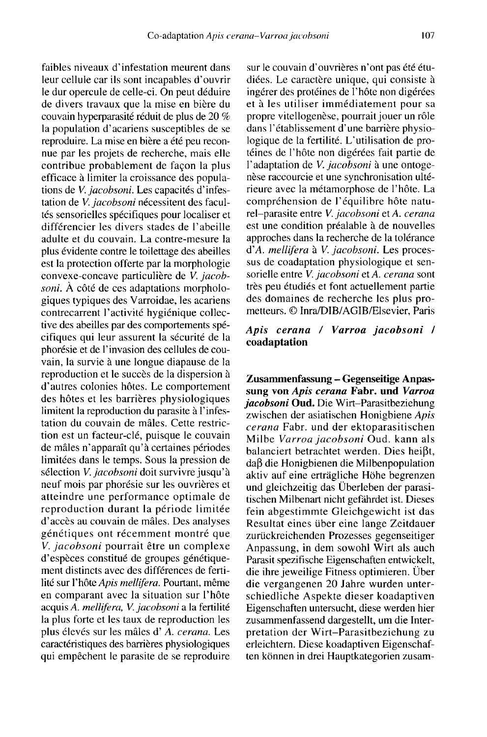faibles niveaux d'infestation meurent dans leur cellule car ils sont incapables d'ouvrir le dur opercule de celle-ci. On peut déduire de divers travaux que la mise en bière du couvain hyperparasité réduit de plus de 20 % la population d'acariens susceptibles de se reproduire. La mise en bière a été peu reconnue par les projets de recherche, mais elle contribue probablement de façon la plus efficace à limiter la croissance des populations de *V. jacobsoni*. Les capacités d'infestation de *V. jacobsoni* nécessitent des facultés sensorielles spécifiques pour localiser et différencier les divers stades de l'abeille adulte et du couvain. La contre-mesure la plus évidente contre le toilettage des abeilles est la protection offerte par la morphologie convexe-concave particulière de *V. jacobsoni*. À côté de ces adaptations morphologiques typiques des Varroidae, les acariens contrecarrent l'activité hygiénique collective des abeilles par des comportements spécifiques qui leur assurent la sécurité de la phorésie et de l'invasion des cellules de couvain, la survie à une longue diapause de la reproduction et le succès de la dispersion à d'autres colonies hôtes. Le comportement des hôtes et les barrières physiologiques limitent la reproduction du parasite à l'infestation du couvain de mâles. Cette restriction est un facteur-clé, puisque le couvain de mâles n'apparaît qu'à certaines périodes limitées dans le temps. Sous la pression de sélection *V. jacobsoni* doit survivre jusqu'à neuf mois par phorésie sur les ouvrières et atteindre une performance optimale de reproduction durant la période limitée d'accès au couvain de mâles. Des analyses génétiques ont récemment montré que *V. jacobsoni* pourrait être un complexe d'espèces constitué de groupes génétiquement distincts avec des différences de fertilité sur l'hôte *Apis mellifera.* Pourtant, même en comparant avec la situation sur l'hôte acquis *A. mellifera*, *V. jacobsoni* a la fertilité la plus forte et les taux de reproduction les plus élevés sur les mâles d' *A. cerana*. Les caractéristiques des barrières physiologiques qui empêchent le parasite de se reproduire sur le couvain d'ouvrières n'ont pas été étudiées. Le caractère unique, qui consiste à ingérer des protéines de l'hôte non digérées et à les utiliser immédiatement pour sa propre vitellogenèse, pourrait jouer un rôle dans l'établissement d'une barrière physiologique de la fertilité. L'utilisation de protéines de l'hôte non digérées fait partie de l'adaptation de *V. jacobsoni* à une ontogenèse raccourcie et une synchronisation ultérieure avec la métamorphose de l'hôte. La compréhension de l'équilibre hôte naturel–parasite entre *V. jacobsoni* et *A. cerana* est une condition préalable à de nouvelles approches dans la recherche de la tolérance d'*A. mellifera* à *V. jacobsoni*. Les processus de coadaptation physiologique et sensorielle entre *V. jacobsoni* et *A. cerana* sont très peu étudiés et font actuellement partie des domaines de recherche les plus prometteurs. © Inra/DIB/AGIB/Elsevier, Paris

***Apis cerana / Varroa jacobsoni /* coadaptation**

**Zusammenfassung – Gegenseitige Anpassung von *Apis cerana* Fabr. und *Varroa jacobsoni* Oud.** Die Wirt–Parasitbeziehung zwischen der asiatischen Honigbiene *Apis cerana* Fabr. und der ektoparasitischen Milbe *Varroa jacobsoni* Oud. kann als balanciert betrachtet werden. Dies heißt, daß die Honigbienen die Milbenpopulation aktiv auf eine erträgliche Höhe begrenzen und gleichzeitig das Überleben der parasitischen Milbenart nicht gefährdet ist. Dieses fein abgestimmte Gleichgewicht ist das Resultat eines über eine lange Zeitdauer zurückreichenden Prozesses gegenseitiger Anpassung, in dem sowohl Wirt als auch Parasit spezifische Eigenschaften entwickelt, die ihre jeweilige Fitness optimieren. Über die vergangenen 20 Jahre wurden unterschiedliche Aspekte dieser koadaptiven Eigenschaften untersucht, diese werden hier zusammenfassend dargestellt, um die Interpretation der Wirt–Parasitbeziehung zu erleichtern. Diese koadaptiven Eigenschaften können in drei Hauptkategorien zusam-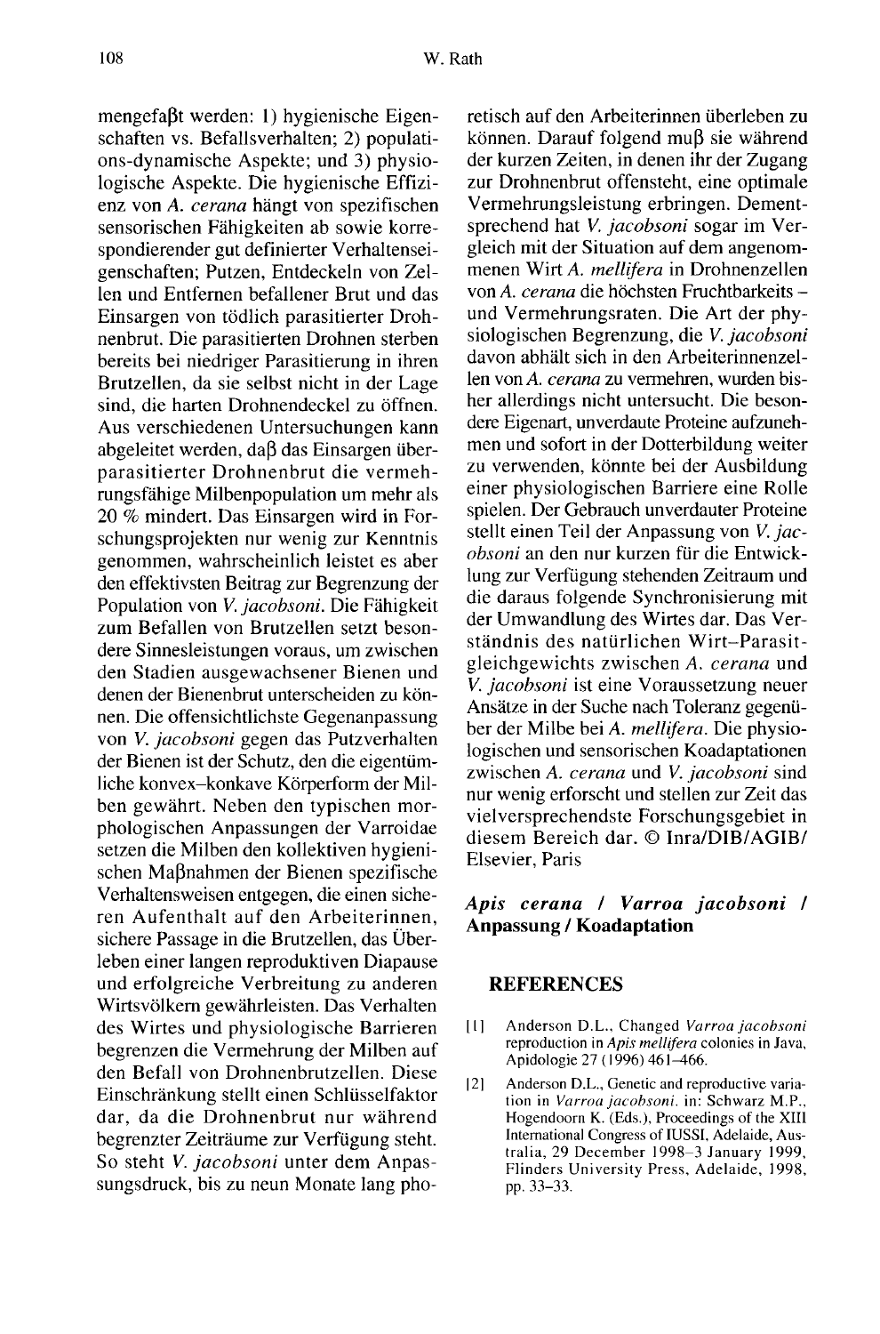mengefaβt werden: 1) hygienische Eigenschaften vs. Befallsverhalten; 2) populations-dynamische Aspekte; und 3) physiologische Aspekte. Die hygienische Effizienz von *A. cerana* hängt von spezifischen sensorischen Fähigkeiten ab sowie korrespondierender gut definierter Verhaltenseigenschaften; Putzen, Entdeckeln von Zellen und Entfernen befallener Brut und das Einsargen von tödlich parasitierter Drohnenbrut. Die parasitierten Drohnen sterben bereits bei niedriger Parasitierung in ihren Brutzellen, da sie selbst nicht in der Lage sind, die harten Drohnendeckel zu öffnen. Aus verschiedenen Untersuchungen kann abgeleitet werden, daβ das Einsargen überparasitierter Drohnenbrut die vermehrungsfähige Milbenpopulation um mehr als 20 % mindert. Das Einsargen wird in Forschungsprojekten nur wenig zur Kenntnis genommen, wahrscheinlich leistet es aber den effektivsten Beitrag zur Begrenzung der Population von *V. jacobsoni*. Die Fähigkeit zum Befallen von Brutzellen setzt besondere Sinnesleistungen voraus, um zwischen den Stadien ausgewachsener Bienen und denen der Bienenbrut unterscheiden zu können. Die offensichtlichste Gegenanpassung von *V. jacobsoni* gegen das Putzverhalten der Bienen ist der Schutz, den die eigentümliche konvex–konkave Körperform der Milben gewährt. Neben den typischen morphologischen Anpassungen der Varroidae setzen die Milben den kollektiven hygienischen Maβnahmen der Bienen spezifische Verhaltensweisen entgegen, die einen sicheren Aufenthalt auf den Arbeiterinnen, sichere Passage in die Brutzellen, das Überleben einer langen reproduktiven Diapause und erfolgreiche Verbreitung zu anderen Wirtsvölkern gewährleisten. Das Verhalten des Wirtes und physiologische Barrieren begrenzen die Vermehrung der Milben auf den Befall von Drohnenbrutzellen. Diese Einschränkung stellt einen Schlüsselfaktor dar, da die Drohnenbrut nur während begrenzter Zeiträume zur Verfügung steht. So steht *V. jacobsoni* unter dem Anpassungsdruck, bis zu neun Monate lang phoretisch auf den Arbeiterinnen überleben zu können. Darauf folgend muβ sie während der kurzen Zeiten, in denen ihr der Zugang zur Drohnenbrut offensteht, eine optimale Vermehrungsleistung erbringen. Dementsprechend hat *V. jacobsoni* sogar im Vergleich mit der Situation auf dem angenommenen Wirt *A. mellifera* in Drohnenzellen von *A. cerana* die höchsten Fruchtbarkeits – und Vermehrungsraten. Die Art der physiologischen Begrenzung, die *V. jacobsoni* davon abhält sich in den Arbeiterinnenzellen von *A. cerana* zu vermehren, wurden bisher allerdings nicht untersucht. Die besondere Eigenart, unverdaute Proteine aufzunehmen und sofort in der Dotterbildung weiter zu verwenden, könnte bei der Ausbildung einer physiologischen Barriere eine Rolle spielen. Der Gebrauch unverdauter Proteine stellt einen Teil der Anpassung von *V. jacobsoni* an den nur kurzen für die Entwicklung zur Verfügung stehenden Zeitraum und die daraus folgende Synchronisierung mit der Umwandlung des Wirtes dar. Das Verständnis des natürlichen Wirt–Parasitgleichgewichts zwischen *A. cerana* und *V. jacobsoni* ist eine Voraussetzung neuer Ansätze in der Suche nach Toleranz gegenüber der Milbe bei *A. mellifera*. Die physiologischen und sensorischen Koadaptationen zwischen *A. cerana* und *V. jacobsoni* sind nur wenig erforscht und stellen zur Zeit das vielversprechendste Forschungsgebiet in diesem Bereich dar. © Inra/DIB/AGIB/Elsevier, Paris

***Apis cerana* / *Varroa jacobsoni* / Anpassung / Koadaptation**

## REFERENCES

[1] Anderson D.L., Changed *Varroa jacobsoni* reproduction in *Apis mellifera* colonies in Java, Apidologie 27 (1996) 461–466.

[2] Anderson D.L., Genetic and reproductive variation in *Varroa jacobsoni*. in: Schwarz M.P., Hogendoorn K. (Eds.), Proceedings of the XIII International Congress of IUSSI, Adelaide, Australia, 29 December 1998–3 January 1999, Flinders University Press, Adelaide, 1998, pp. 33–33.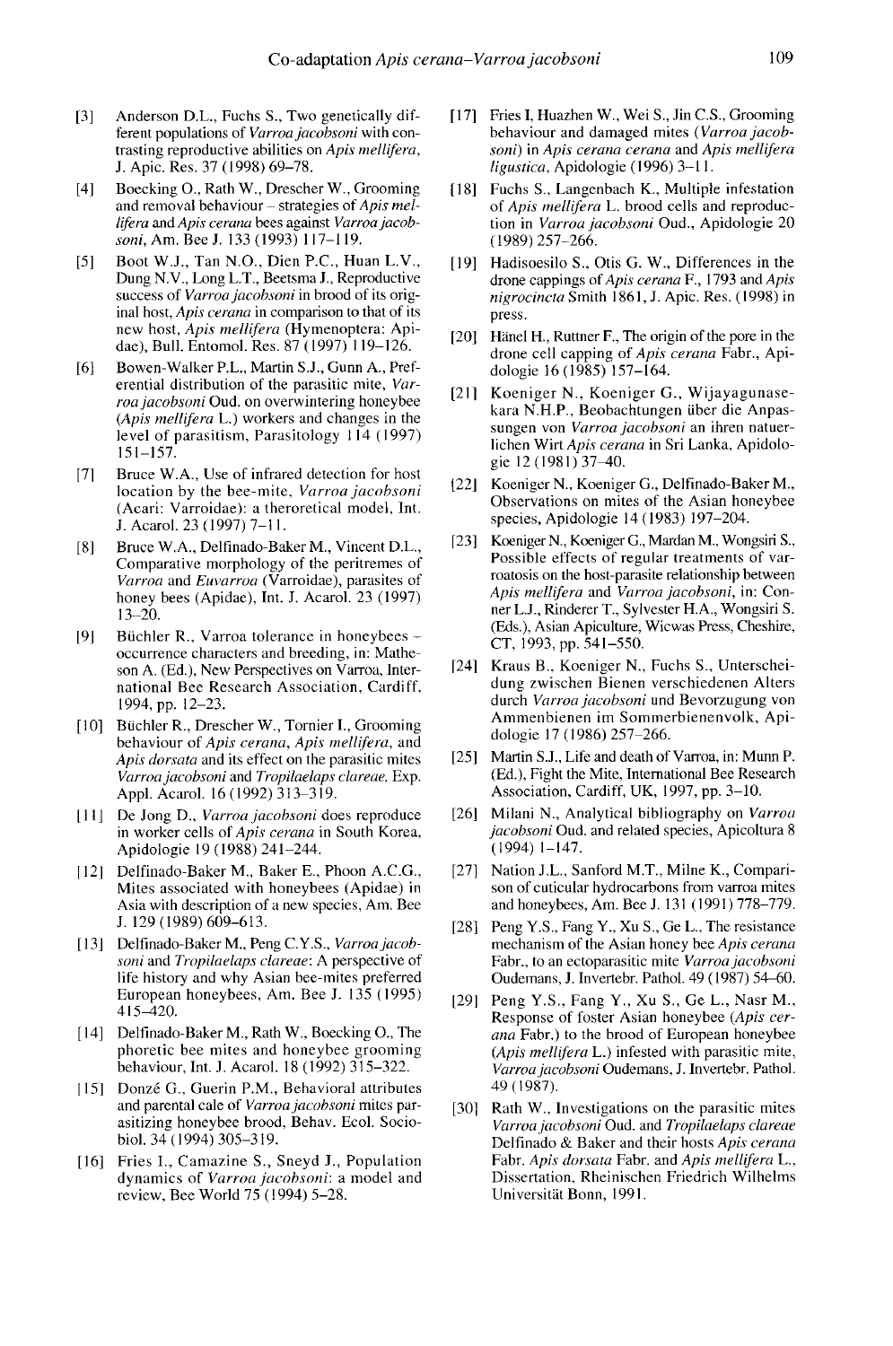[3] Anderson D.L., Fuchs S., Two genetically different populations of *Varroa jacobsoni* with contrasting reproductive abilities on *Apis mellifera*, J. Apic. Res. 37 (1998) 69–78.

[4] Boecking O., Rath W., Drescher W., Grooming and removal behaviour – strategies of *Apis mellifera* and *Apis cerana* bees against *Varroa jacobsoni*, Am. Bee J. 133 (1993) 117–119.

[5] Boot W.J., Tan N.O., Dien P.C., Huan L.V., Dung N.V., Long L.T., Beetsma J., Reproductive success of *Varroa jacobsoni* in brood of its original host, *Apis cerana* in comparison to that of its new host, *Apis mellifera* (Hymenoptera: Apidae), Bull. Entomol. Res. 87 (1997) 119–126.

[6] Bowen-Walker P.L., Martin S.J., Gunn A., Preferential distribution of the parasitic mite, *Varroa jacobsoni* Oud. on overwintering honeybee (*Apis mellifera* L.) workers and changes in the level of parasitism, Parasitology 114 (1997) 151–157.

[7] Bruce W.A., Use of infrared detection for host location by the bee-mite, *Varroa jacobsoni* (Acari: Varroidae): a theroretical model, Int. J. Acarol. 23 (1997) 7–11.

[8] Bruce W.A., Delfinado-Baker M., Vincent D.L., Comparative morphology of the peritremes of *Varroa* and *Euvarroa* (Varroidae), parasites of honey bees (Apidae), Int. J. Acarol. 23 (1997) 13–20.

[9] Büchler R., Varroa tolerance in honeybees – occurrence characters and breeding, in: Matheson A. (Ed.), New Perspectives on Varroa, International Bee Research Association, Cardiff, 1994, pp. 12–23.

[10] Büchler R., Drescher W., Tornier I., Grooming behaviour of *Apis cerana*, *Apis mellifera*, and *Apis dorsata* and its effect on the parasitic mites *Varroa jacobsoni* and *Tropilaelaps clareae*, Exp. Appl. Acarol. 16 (1992) 313–319.

[11] De Jong D., *Varroa jacobsoni* does reproduce in worker cells of *Apis cerana* in South Korea, Apidologie 19 (1988) 241–244.

[12] Delfinado-Baker M., Baker E., Phoon A.C.G., Mites associated with honeybees (Apidae) in Asia with description of a new species, Am. Bee J. 129 (1989) 609–613.

[13] Delfinado-Baker M., Peng C.Y.S., *Varroa jacobsoni* and *Tropilaelaps clareae*: A perspective of life history and why Asian bee-mites preferred European honeybees, Am. Bee J. 135 (1995) 415–420.

[14] Delfinado-Baker M., Rath W., Boecking O., The phoretic bee mites and honeybee grooming behaviour, Int. J. Acarol. 18 (1992) 315–322.

[15] Donzé G., Guerin P.M., Behavioral attributes and parental cale of *Varroa jacobsoni* mites parasitizing honeybee brood, Behav. Ecol. Sociobiol. 34 (1994) 305–319.

[16] Fries I., Camazine S., Sneyd J., Population dynamics of *Varroa jacobsoni*: a model and review, Bee World 75 (1994) 5–28.

[17] Fries I, Huazhen W., Wei S., Jin C.S., Grooming behaviour and damaged mites (*Varroa jacobsoni*) in *Apis cerana cerana* and *Apis mellifera ligustica*, Apidologie (1996) 3–11.

[18] Fuchs S., Langenbach K., Multiple infestation of *Apis mellifera* L. brood cells and reproduction in *Varroa jacobsoni* Oud., Apidologie 20 (1989) 257–266.

[19] Hadisoesilo S., Otis G. W., Differences in the drone cappings of *Apis cerana* F., 1793 and *Apis nigrocincta* Smith 1861, J. Apic. Res. (1998) in press.

[20] Hänel H., Ruttner F., The origin of the pore in the drone cell capping of *Apis cerana* Fabr., Apidologie 16 (1985) 157–164.

[21] Koeniger N., Koeniger G., Wijayagunasekara N.H.P., Beobachtungen über die Anpassungen von *Varroa jacobsoni* an ihren natuerlichen Wirt *Apis cerana* in Sri Lanka, Apidologie 12 (1981) 37–40.

[22] Koeniger N., Koeniger G., Delfinado-Baker M., Observations on mites of the Asian honeybee species, Apidologie 14 (1983) 197–204.

[23] Koeniger N., Koeniger G., Mardan M., Wongsiri S., Possible effects of regular treatments of varroatosis on the host-parasite relationship between *Apis mellifera* and *Varroa jacobsoni*, in: Conner L.J., Rinderer T., Sylvester H.A., Wongsiri S. (Eds.), Asian Apiculture, Wicwas Press, Cheshire, CT, 1993, pp. 541–550.

[24] Kraus B., Koeniger N., Fuchs S., Unterscheidung zwischen Bienen verschiedenen Alters durch *Varroa jacobsoni* und Bevorzugung von Ammenbienen im Sommerbienenvolk, Apidologie 17 (1986) 257–266.

[25] Martin S.J., Life and death of Varroa, in: Munn P. (Ed.), Fight the Mite, International Bee Research Association, Cardiff, UK, 1997, pp. 3–10.

[26] Milani N., Analytical bibliography on *Varroa jacobsoni* Oud. and related species, Apicoltura 8 (1994) 1–147.

[27] Nation J.L., Sanford M.T., Milne K., Comparison of cuticular hydrocarbons from varroa mites and honeybees, Am. Bee J. 131 (1991) 778–779.

[28] Peng Y.S., Fang Y., Xu S., Ge L., The resistance mechanism of the Asian honey bee *Apis cerana* Fabr., to an ectoparasitic mite *Varroa jacobsoni* Oudemans, J. Invertebr. Pathol. 49 (1987) 54–60.

[29] Peng Y.S., Fang Y., Xu S., Ge L., Nasr M., Response of foster Asian honeybee (*Apis cerana* Fabr.) to the brood of European honeybee (*Apis mellifera* L.) infested with parasitic mite, *Varroa jacobsoni* Oudemans, J. Invertebr. Pathol. 49 (1987).

[30] Rath W., Investigations on the parasitic mites *Varroa jacobsoni* Oud. and *Tropilaelaps clareae* Delfinado & Baker and their hosts *Apis cerana* Fabr. *Apis dorsata* Fabr. and *Apis mellifera* L., Dissertation, Rheinischen Friedrich Wilhelms Universität Bonn, 1991.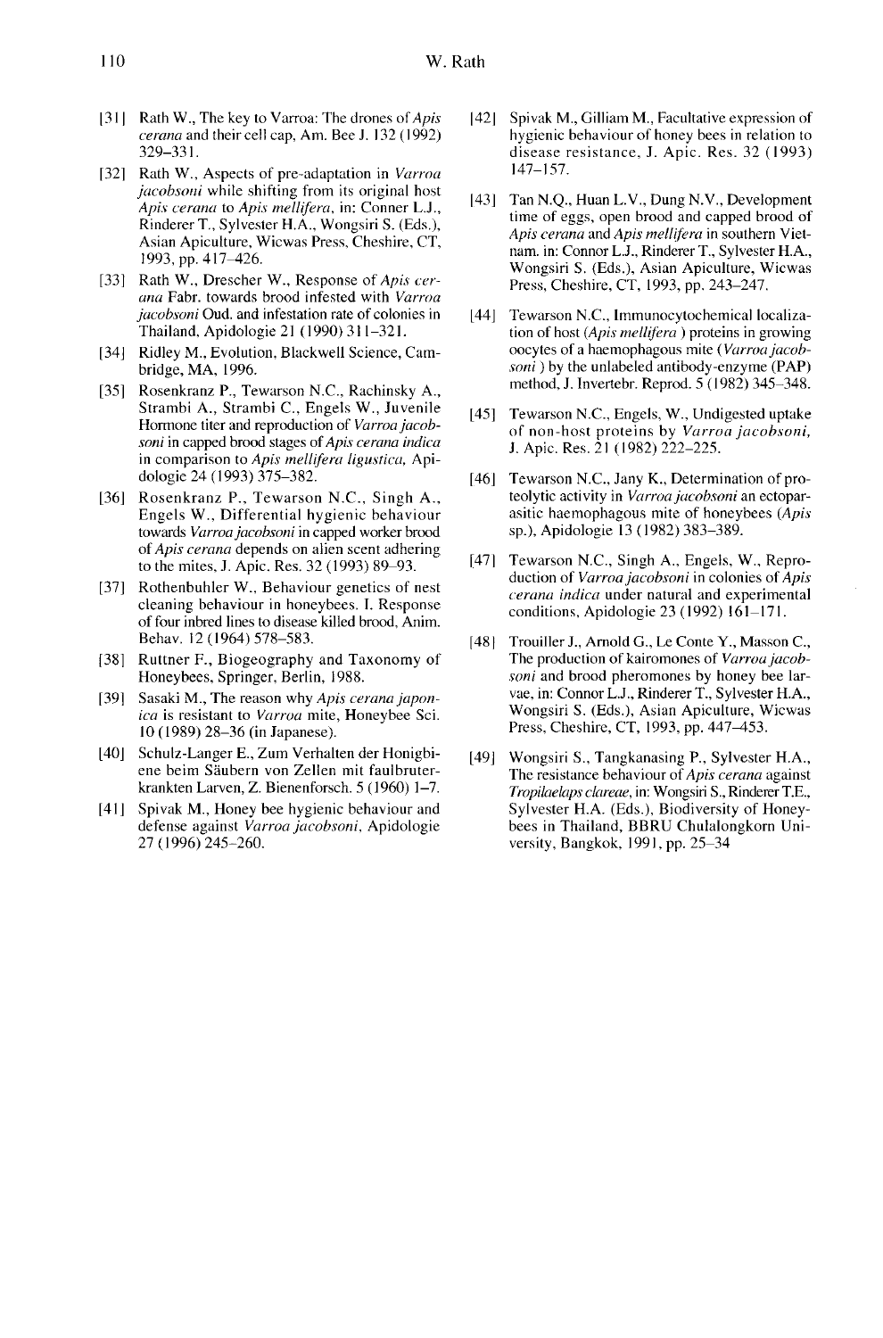[31] Rath W., The key to Varroa: The drones of *Apis cerana* and their cell cap, Am. Bee J. 132 (1992) 329–331.

[32] Rath W., Aspects of pre-adaptation in *Varroa jacobsoni* while shifting from its original host *Apis cerana* to *Apis mellifera*, in: Conner L.J., Rinderer T., Sylvester H.A., Wongsiri S. (Eds.), Asian Apiculture, Wicwas Press, Cheshire, CT, 1993, pp. 417–426.

[33] Rath W., Drescher W., Response of *Apis cerana* Fabr. towards brood infested with *Varroa jacobsoni* Oud. and infestation rate of colonies in Thailand, Apidologie 21 (1990) 311–321.

[34] Ridley M., Evolution, Blackwell Science, Cambridge, MA, 1996.

[35] Rosenkranz P., Tewarson N.C., Rachinsky A., Strambi A., Strambi C., Engels W., Juvenile Hormone titer and reproduction of *Varroa jacobsoni* in capped brood stages of *Apis cerana indica* in comparison to *Apis mellifera ligustica*, Apidologie 24 (1993) 375–382.

[36] Rosenkranz P., Tewarson N.C., Singh A., Engels W., Differential hygienic behaviour towards *Varroa jacobsoni* in capped worker brood of *Apis cerana* depends on alien scent adhering to the mites, J. Apic. Res. 32 (1993) 89–93.

[37] Rothenbuhler W., Behaviour genetics of nest cleaning behaviour in honeybees. I. Response of four inbred lines to disease killed brood, Anim. Behav. 12 (1964) 578–583.

[38] Ruttner F., Biogeography and Taxonomy of Honeybees, Springer, Berlin, 1988.

[39] Sasaki M., The reason why *Apis cerana japonica* is resistant to *Varroa* mite, Honeybee Sci. 10 (1989) 28–36 (in Japanese).

[40] Schulz-Langer E., Zum Verhalten der Honigbiene beim Säubern von Zellen mit faulbruterkrankten Larven, Z. Bienenforsch. 5 (1960) 1–7.

[41] Spivak M., Honey bee hygienic behaviour and defense against *Varroa jacobsoni*, Apidologie 27 (1996) 245–260.

[42] Spivak M., Gilliam M., Facultative expression of hygienic behaviour of honey bees in relation to disease resistance, J. Apic. Res. 32 (1993) 147–157.

[43] Tan N.Q., Huan L.V., Dung N.V., Development time of eggs, open brood and capped brood of *Apis cerana* and *Apis mellifera* in southern Vietnam. in: Connor L.J., Rinderer T., Sylvester H.A., Wongsiri S. (Eds.), Asian Apiculture, Wicwas Press, Cheshire, CT, 1993, pp. 243–247.

[44] Tewarson N.C., Immunocytochemical localization of host (*Apis mellifera*) proteins in growing oocytes of a haemophagous mite (*Varroa jacobsoni*) by the unlabeled antibody-enzyme (PAP) method, J. Invertebr. Reprod. 5 (1982) 345–348.

[45] Tewarson N.C., Engels, W., Undigested uptake of non-host proteins by *Varroa jacobsoni*, J. Apic. Res. 21 (1982) 222–225.

[46] Tewarson N.C., Jany K., Determination of proteolytic activity in *Varroa jacobsoni* an ectoparasitic haemophagous mite of honeybees (*Apis* sp.), Apidologie 13 (1982) 383–389.

[47] Tewarson N.C., Singh A., Engels, W., Reproduction of *Varroa jacobsoni* in colonies of *Apis cerana indica* under natural and experimental conditions, Apidologie 23 (1992) 161–171.

[48] Trouiller J., Arnold G., Le Conte Y., Masson C., The production of kairomones of *Varroa jacobsoni* and brood pheromones by honey bee larvae, in: Connor L.J., Rinderer T., Sylvester H.A., Wongsiri S. (Eds.), Asian Apiculture, Wicwas Press, Cheshire, CT, 1993, pp. 447–453.

[49] Wongsiri S., Tangkanasing P., Sylvester H.A., The resistance behaviour of *Apis cerana* against *Tropilaelaps clareae*, in: Wongsiri S., Rinderer T.E., Sylvester H.A. (Eds.), Biodiversity of Honeybees in Thailand, BBRU Chulalongkorn University, Bangkok, 1991, pp. 25–34